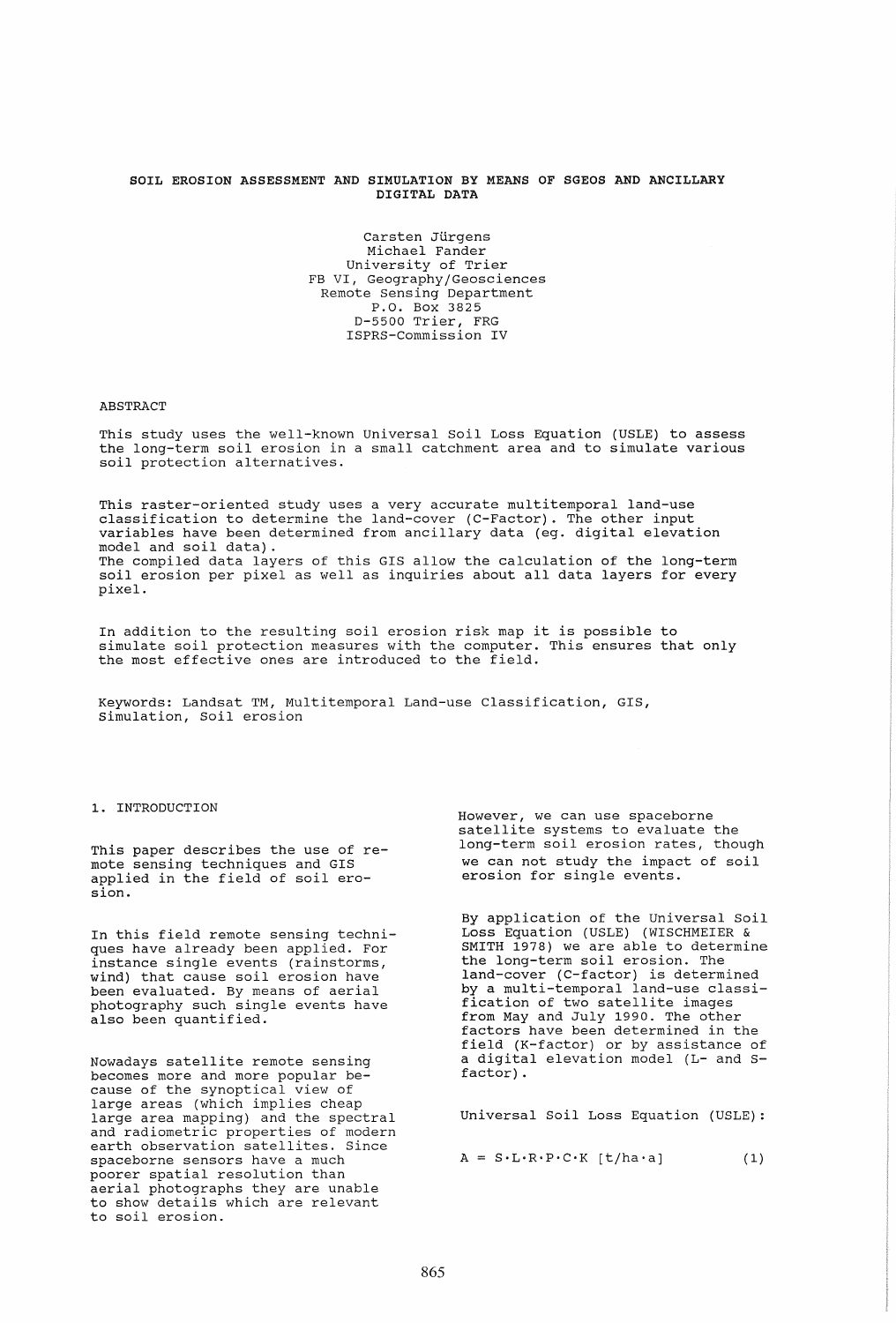# SOIL EROSION ASSESSMENT AND SIMULATION BY MEANS OF SGEOS AND ANCILLARY DIGITAL DATA

Carsten Jürgens
Michael Fander
University of Trier
FB VI, Geography/Geosciences
Remote Sensing Department
P.O. Box 3825
D-5500 Trier, FRG
ISPRS-Commission IV

## ABSTRACT

This study uses the well-known Universal Soil Loss Equation (USLE) to assess the long-term soil erosion in a small catchment area and to simulate various soil protection alternatives.

This raster-oriented study uses a very accurate multitemporal land-use classification to determine the land-cover (C-Factor). The other input variables have been determined from ancillary data (eg. digital elevation model and soil data).
The compiled data layers of this GIS allow the calculation of the long-term soil erosion per pixel as well as inquiries about all data layers for every pixel.

In addition to the resulting soil erosion risk map it is possible to simulate soil protection measures with the computer. This ensures that only the most effective ones are introduced to the field.

Keywords: Landsat TM, Multitemporal Land-use Classification, GIS, Simulation, Soil erosion

## 1. INTRODUCTION

This paper describes the use of remote sensing techniques and GIS applied in the field of soil erosion.

In this field remote sensing techniques have already been applied. For instance single events (rainstorms, wind) that cause soil erosion have been evaluated. By means of aerial photography such single events have also been quantified.

Nowadays satellite remote sensing becomes more and more popular because of the synoptical view of large areas (which implies cheap large area mapping) and the spectral and radiometric properties of modern earth observation satellites. Since spaceborne sensors have a much poorer spatial resolution than aerial photographs they are unable to show details which are relevant to soil erosion.

However, we can use spaceborne satellite systems to evaluate the long-term soil erosion rates, though we can not study the impact of soil erosion for single events.

By application of the Universal Soil Loss Equation (USLE) (WISCHMEIER & SMITH 1978) we are able to determine the long-term soil erosion. The land-cover (C-factor) is determined by a multi-temporal land-use classification of two satellite images from May and July 1990. The other factors have been determined in the field (K-factor) or by assistance of a digital elevation model (L- and S-factor).

Universal Soil Loss Equation (USLE):

$$A = S \cdot L \cdot R \cdot P \cdot C \cdot K \ [t/ha \cdot a] \qquad (1)$$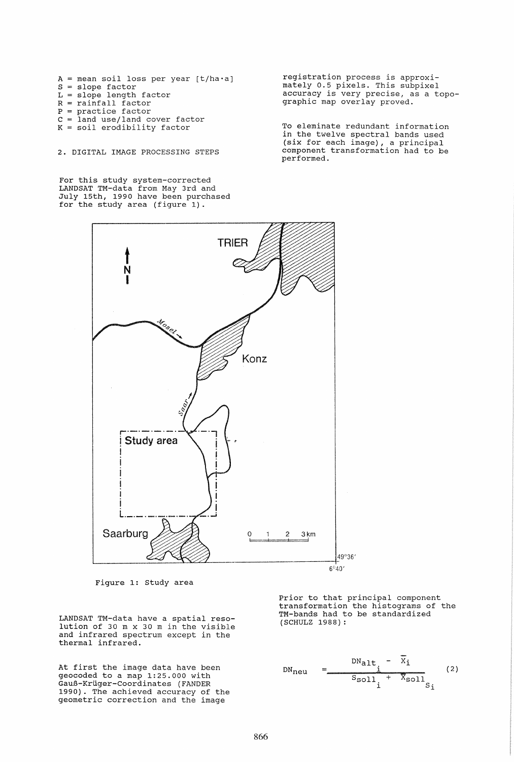A = mean soil loss per year [t/ha·a]
S = slope factor
L = slope length factor
R = rainfall factor
P = practice factor
C = land use/land cover factor
K = soil erodibility factor

## 2. DIGITAL IMAGE PROCESSING STEPS

For this study system-corrected LANDSAT TM-data from May 3rd and July 15th, 1990 have been purchased for the study area (figure 1).

Figure 1: Study area

LANDSAT TM-data have a spatial resolution of 30 m x 30 m in the visible and infrared spectrum except in the thermal infrared.

At first the image data have been geocoded to a map 1:25.000 with Gauß-Krüger-Coordinates (FANDER 1990). The achieved accuracy of the geometric correction and the image registration process is approximately 0.5 pixels. This subpixel accuracy is very precise, as a topographic map overlay proved.

To eleminate redundant information in the twelve spectral bands used (six for each image), a principal component transformation had to be performed.

Prior to that principal component transformation the histograms of the TM-bands had to be standardized (SCHULZ 1988):

$$DN_{neu} = \frac{DN_{alt_i} - \bar{X}_i}{S_{soll_i} + \bar{X}_{soll_{S_i}}} \qquad (2)$$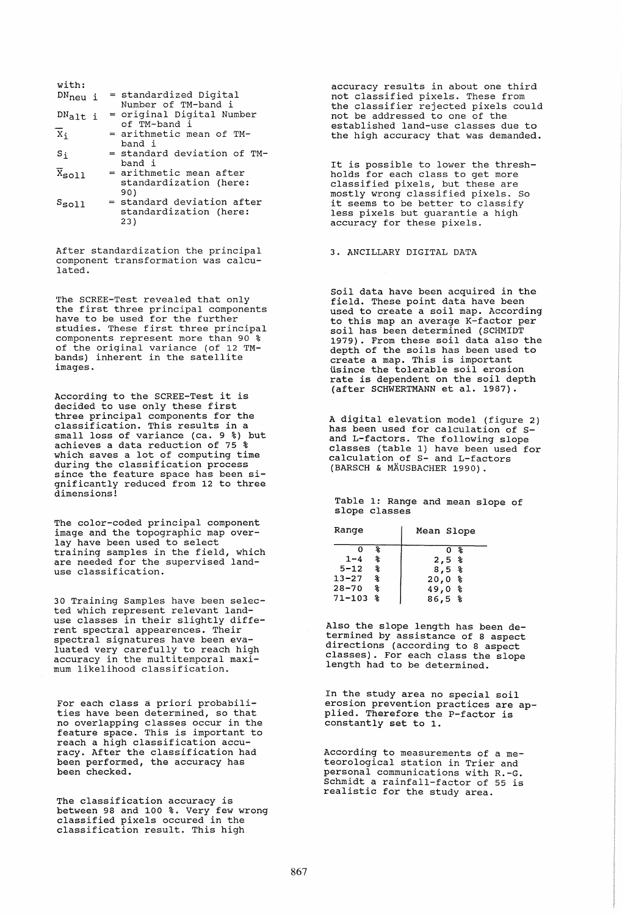with:

- $DN_{neu\ i}$ = standardized Digital Number of TM-band i
- $DN_{alt\ i}$ = original Digital Number of TM-band i
- $\overline{X}_i$ = arithmetic mean of TM-band i
- $s_i$ = standard deviation of TM-band i
- $\overline{X}_{soll}$ = arithmetic mean after standardization (here: 90)
- $s_{soll}$ = standard deviation after standardization (here: 23)

After standardization the principal component transformation was calculated.

The SCREE-Test revealed that only the first three principal components have to be used for the further studies. These first three principal components represent more than 90 % of the original variance (of 12 TM-bands) inherent in the satellite images.

According to the SCREE-Test it is decided to use only these first three principal components for the classification. This results in a small loss of variance (ca. 9 %) but achieves a data reduction of 75 % which saves a lot of computing time during the classification process since the feature space has been significantly reduced from 12 to three dimensions!

The color-coded principal component image and the topographic map overlay have been used to select training samples in the field, which are needed for the supervised land-use classification.

30 Training Samples have been selected which represent relevant land-use classes in their slightly different spectral appearences. Their spectral signatures have been evaluated very carefully to reach high accuracy in the multitemporal maximum likelihood classification.

For each class a priori probabilities have been determined, so that no overlapping classes occur in the feature space. This is important to reach a high classification accuracy. After the classification had been performed, the accuracy has been checked.

The classification accuracy is between 98 and 100 %. Very few wrong classified pixels occured in the classification result. This high accuracy results in about one third not classified pixels. These from the classifier rejected pixels could not be addressed to one of the established land-use classes due to the high accuracy that was demanded.

It is possible to lower the threshholds for each class to get more classified pixels, but these are mostly wrong classified pixels. So it seems to be better to classify less pixels but guarantie a high accuracy for these pixels.

## 3. ANCILLARY DIGITAL DATA

Soil data have been acquired in the field. These point data have been used to create a soil map. According to this map an average K-factor per soil has been determined (SCHMIDT 1979). From these soil data also the depth of the soils has been used to create a map. This is important üsince the tolerable soil erosion rate is dependent on the soil depth (after SCHWERTMANN et al. 1987).

A digital elevation model (figure 2) has been used for calculation of S- and L-factors. The following slope classes (table 1) have been used for calculation of S- and L-factors (BARSCH & MÄUSBACHER 1990).

Table 1: Range and mean slope of slope classes

| Range | Mean Slope |
|---|---|
| 0 % | 0 % |
| 1-4 % | 2,5 % |
| 5-12 % | 8,5 % |
| 13-27 % | 20,0 % |
| 28-70 % | 49,0 % |
| 71-103 % | 86,5 % |

Also the slope length has been determined by assistance of 8 aspect directions (according to 8 aspect classes). For each class the slope length had to be determined.

In the study area no special soil erosion prevention practices are applied. Therefore the P-factor is constantly set to 1.

According to measurements of a meteorological station in Trier and personal communications with R.-G. Schmidt a rainfall-factor of 55 is realistic for the study area.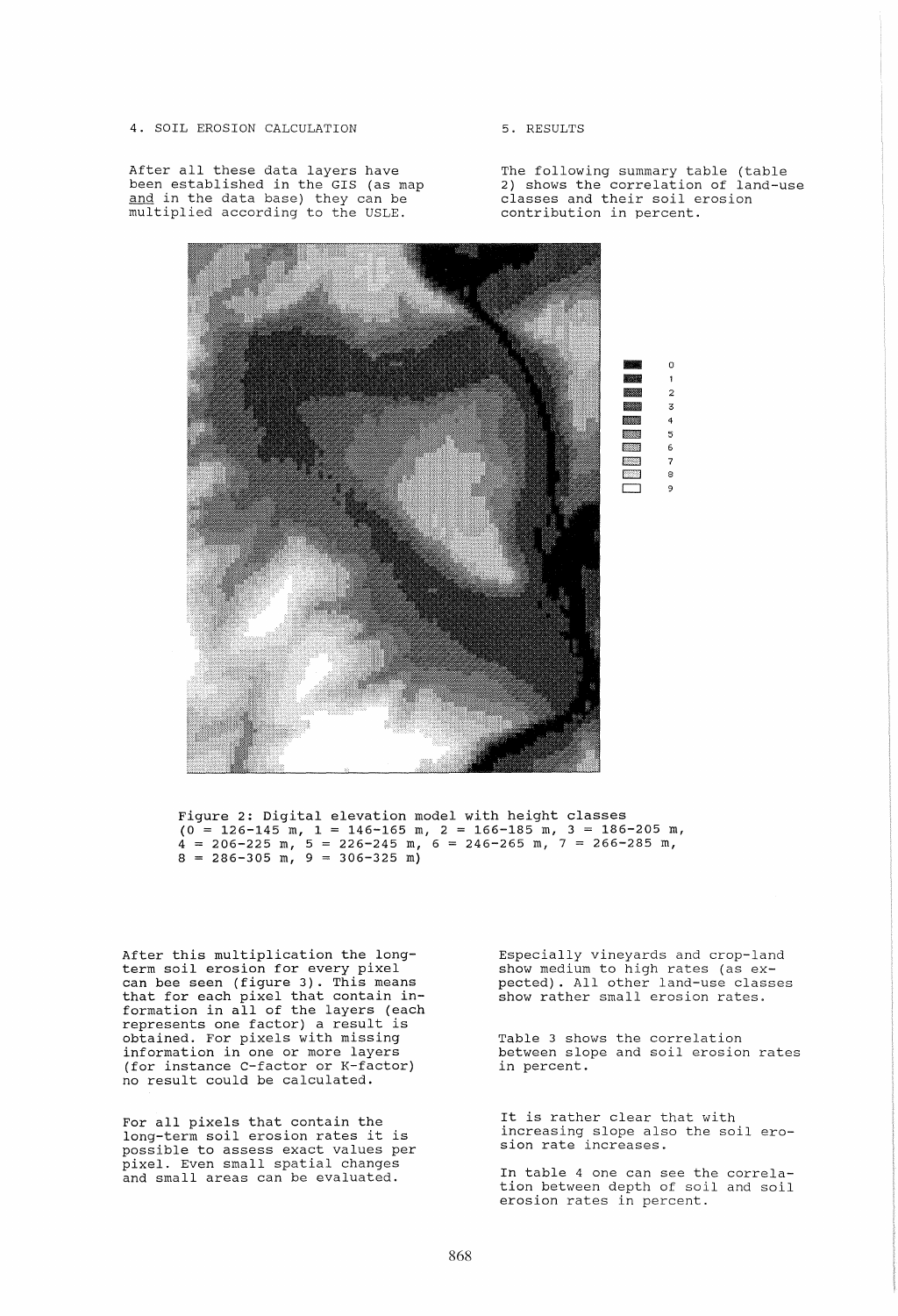## 4. SOIL EROSION CALCULATION

After all these data layers have been established in the GIS (as map <u>and</u> in the data base) they can be multiplied according to the USLE.

## 5. RESULTS

The following summary table (table 2) shows the correlation of land-use classes and their soil erosion contribution in percent.

Figure 2: Digital elevation model with height classes (0 = 126-145 m, 1 = 146-165 m, 2 = 166-185 m, 3 = 186-205 m, 4 = 206-225 m, 5 = 226-245 m, 6 = 246-265 m, 7 = 266-285 m, 8 = 286-305 m, 9 = 306-325 m)

After this multiplication the long-term soil erosion for every pixel can bee seen (figure 3). This means that for each pixel that contain information in all of the layers (each represents one factor) a result is obtained. For pixels with missing information in one or more layers (for instance C-factor or K-factor) no result could be calculated.

For all pixels that contain the long-term soil erosion rates it is possible to assess exact values per pixel. Even small spatial changes and small areas can be evaluated.

Especially vineyards and crop-land show medium to high rates (as expected). All other land-use classes show rather small erosion rates.

Table 3 shows the correlation between slope and soil erosion rates in percent.

It is rather clear that with increasing slope also the soil erosion rate increases.

In table 4 one can see the correlation between depth of soil and soil erosion rates in percent.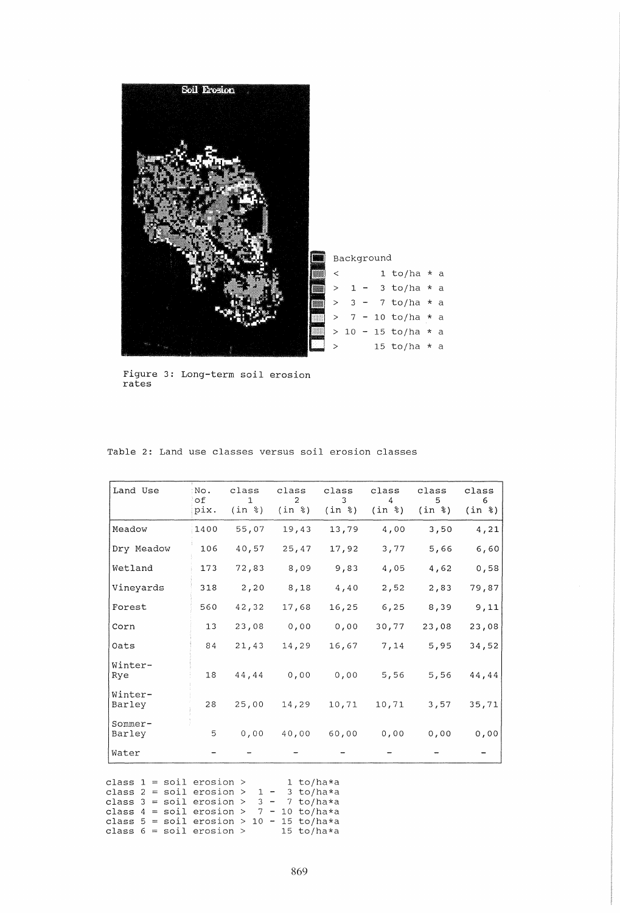Soil Erosion

Background
< 1 to/ha * a
> 1 - 3 to/ha * a
> 3 - 7 to/ha * a
> 7 - 10 to/ha * a
> 10 - 15 to/ha * a
> 15 to/ha * a

Figure 3: Long-term soil erosion rates

Table 2: Land use classes versus soil erosion classes

| Land Use | No. of pix. | class 1 (in %) | class 2 (in %) | class 3 (in %) | class 4 (in %) | class 5 (in %) | class 6 (in %) |
|---|---|---|---|---|---|---|---|
| Meadow | 1400 | 55,07 | 19,43 | 13,79 | 4,00 | 3,50 | 4,21 |
| Dry Meadow | 106 | 40,57 | 25,47 | 17,92 | 3,77 | 5,66 | 6,60 |
| Wetland | 173 | 72,83 | 8,09 | 9,83 | 4,05 | 4,62 | 0,58 |
| Vineyards | 318 | 2,20 | 8,18 | 4,40 | 2,52 | 2,83 | 79,87 |
| Forest | 560 | 42,32 | 17,68 | 16,25 | 6,25 | 8,39 | 9,11 |
| Corn | 13 | 23,08 | 0,00 | 0,00 | 30,77 | 23,08 | 23,08 |
| Oats | 84 | 21,43 | 14,29 | 16,67 | 7,14 | 5,95 | 34,52 |
| Winter-Rye | 18 | 44,44 | 0,00 | 0,00 | 5,56 | 5,56 | 44,44 |
| Winter-Barley | 28 | 25,00 | 14,29 | 10,71 | 10,71 | 3,57 | 35,71 |
| Sommer-Barley | 5 | 0,00 | 40,00 | 60,00 | 0,00 | 0,00 | 0,00 |
| Water | - | - | - | - | - | - | - |

class 1 = soil erosion > 1 to/ha*a
class 2 = soil erosion > 1 - 3 to/ha*a
class 3 = soil erosion > 3 - 7 to/ha*a
class 4 = soil erosion > 7 - 10 to/ha*a
class 5 = soil erosion > 10 - 15 to/ha*a
class 6 = soil erosion > 15 to/ha*a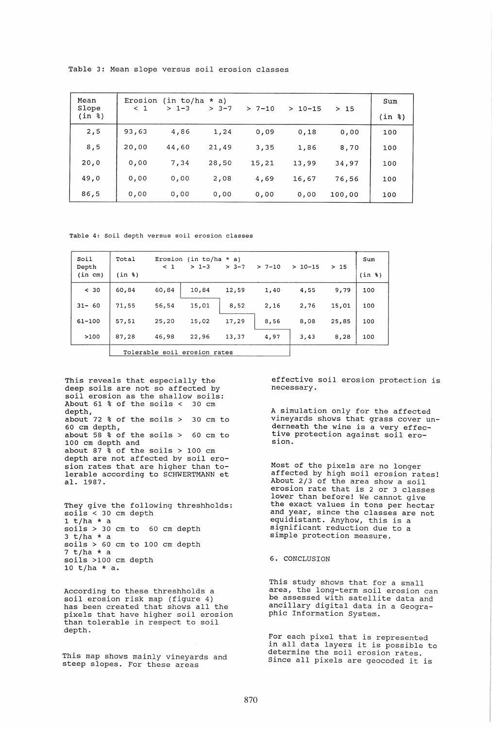Table 3: Mean slope versus soil erosion classes

| Mean Slope (in %) | Erosion (in to/ha * a) < 1 | > 1-3 | > 3-7 | > 7-10 | > 10-15 | > 15 | Sum (in %) |
|---|---|---|---|---|---|---|---|
| 2,5 | 93,63 | 4,86 | 1,24 | 0,09 | 0,18 | 0,00 | 100 |
| 8,5 | 20,00 | 44,60 | 21,49 | 3,35 | 1,86 | 8,70 | 100 |
| 20,0 | 0,00 | 7,34 | 28,50 | 15,21 | 13,99 | 34,97 | 100 |
| 49,0 | 0,00 | 0,00 | 2,08 | 4,69 | 16,67 | 76,56 | 100 |
| 86,5 | 0,00 | 0,00 | 0,00 | 0,00 | 0,00 | 100,00 | 100 |

Table 4: Soil depth versus soil erosion classes

| Soil Depth (in cm) | Total (in %) | Erosion (in to/ha * a) < 1 | > 1-3 | > 3-7 | > 7-10 | > 10-15 | > 15 | Sum (in %) |
|---|---|---|---|---|---|---|---|---|
| < 30 | 60,84 | 60,84 | 10,84 | 12,59 | 1,40 | 4,55 | 9,79 | 100 |
| 31- 60 | 71,55 | 56,54 | 15,01 | 8,52 | 2,16 | 2,76 | 15,01 | 100 |
| 61-100 | 57,51 | 25,20 | 15,02 | 17,29 | 8,56 | 8,08 | 25,85 | 100 |
| >100 | 87,28 | 46,98 | 22,96 | 13,37 | 4,97 | 3,43 | 8,28 | 100 |

Tolerable soil erosion rates

This reveals that especially the deep soils are not so affected by soil erosion as the shallow soils:
About 61 % of the soils < 30 cm depth,
about 72 % of the soils > 30 cm to 60 cm depth,
about 58 % of the soils > 60 cm to 100 cm depth and
about 87 % of the soils > 100 cm depth are not affected by soil erosion rates that are higher than tolerable according to SCHWERTMANN et al. 1987.

They give the following threshholds:
soils < 30 cm depth
1 t/ha * a
soils > 30 cm to 60 cm depth
3 t/ha * a
soils > 60 cm to 100 cm depth
7 t/ha * a
soils >100 cm depth
10 t/ha * a.

According to these threshholds a soil erosion risk map (figure 4) has been created that shows all the pixels that have higher soil erosion than tolerable in respect to soil depth.

This map shows mainly vineyards and steep slopes. For these areas effective soil erosion protection is necessary.

A simulation only for the affected vineyards shows that grass cover underneath the wine is a very effective protection against soil erosion.

Most of the pixels are no longer affected by high soil erosion rates! About 2/3 of the area show a soil erosion rate that is 2 or 3 classes lower than before! We cannot give the exact values in tons per hectar and year, since the classes are not equidistant. Anyhow, this is a significant reduction due to a simple protection measure.

## 6. CONCLUSION

This study shows that for a small area, the long-term soil erosion can be assessed with satellite data and ancillary digital data in a Geographic Information System.

For each pixel that is represented in all data layers it is possible to determine the soil erosion rates. Since all pixels are geocoded it is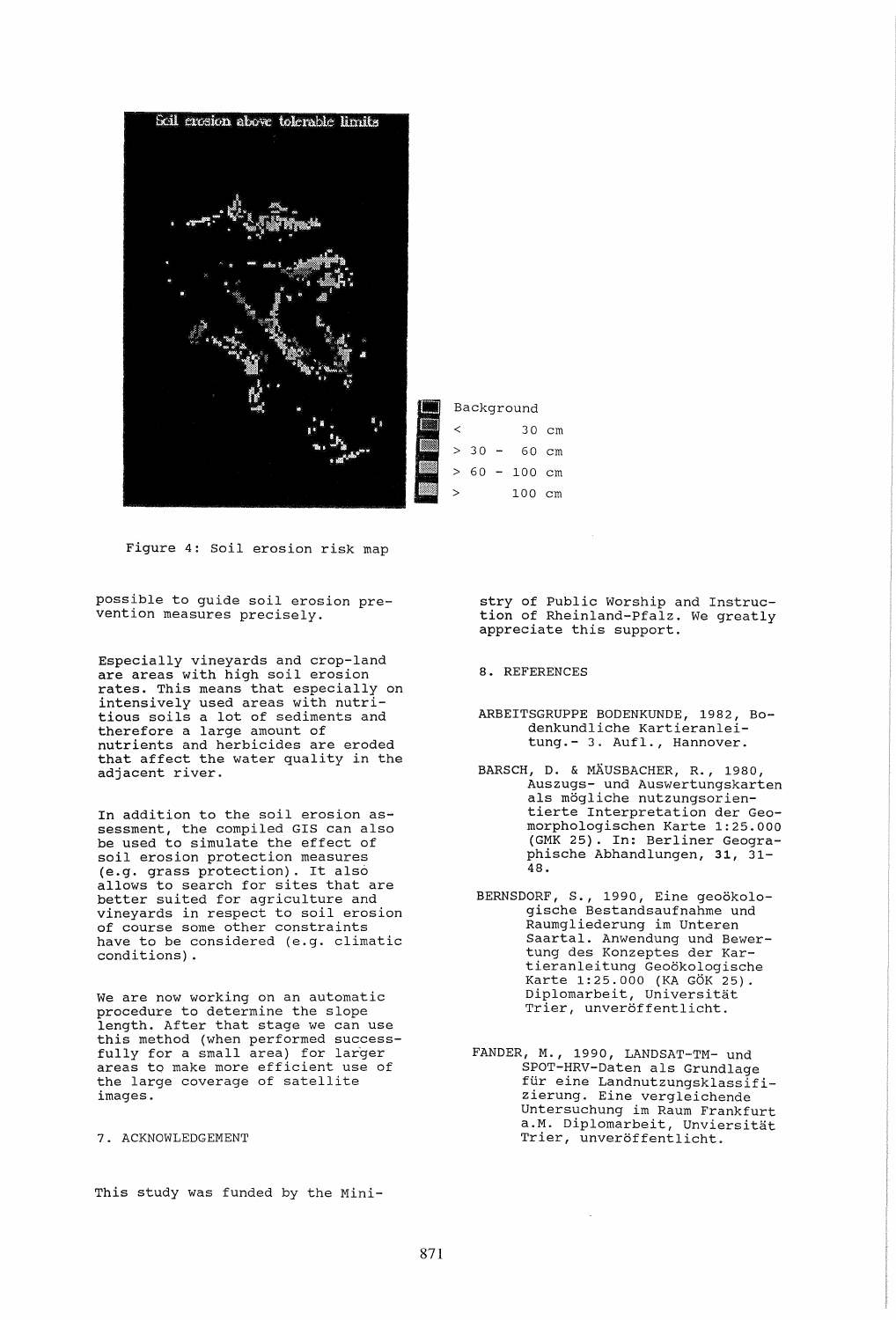Soil erosion above tolerable limits

Background
< 30 cm
> 30 - 60 cm
> 60 - 100 cm
> 100 cm

Figure 4: Soil erosion risk map

possible to guide soil erosion prevention measures precisely.

Especially vineyards and crop-land are areas with high soil erosion rates. This means that especially on intensively used areas with nutritious soils a lot of sediments and therefore a large amount of nutrients and herbicides are eroded that affect the water quality in the adjacent river.

In addition to the soil erosion assessment, the compiled GIS can also be used to simulate the effect of soil erosion protection measures (e.g. grass protection). It also allows to search for sites that are better suited for agriculture and vineyards in respect to soil erosion of course some other constraints have to be considered (e.g. climatic conditions).

We are now working on an automatic procedure to determine the slope length. After that stage we can use this method (when performed successfully for a small area) for larger areas to make more efficient use of the large coverage of satellite images.

## 7. ACKNOWLEDGEMENT

This study was funded by the Ministry of Public Worship and Instruction of Rheinland-Pfalz. We greatly appreciate this support.

## 8. REFERENCES

ARBEITSGRUPPE BODENKUNDE, 1982, Bodenkundliche Kartieranleitung.- 3. Aufl., Hannover.

BARSCH, D. & MÄUSBACHER, R., 1980, Auszugs- und Auswertungskarten als mögliche nutzungsorientierte Interpretation der Geomorphologischen Karte 1:25.000 (GMK 25). In: Berliner Geographische Abhandlungen, **31**, 31-48.

BERNSDORF, S., 1990, Eine geoökologische Bestandsaufnahme und Raumgliederung im Unteren Saartal. Anwendung und Bewertung des Konzeptes der Kartieranleitung Geoökologische Karte 1:25.000 (KA GÖK 25). Diplomarbeit, Universität Trier, unveröffentlicht.

FANDER, M., 1990, LANDSAT-TM- und SPOT-HRV-Daten als Grundlage für eine Landnutzungsklassifizierung. Eine vergleichende Untersuchung im Raum Frankfurt a.M. Diplomarbeit, Unviersität Trier, unveröffentlicht.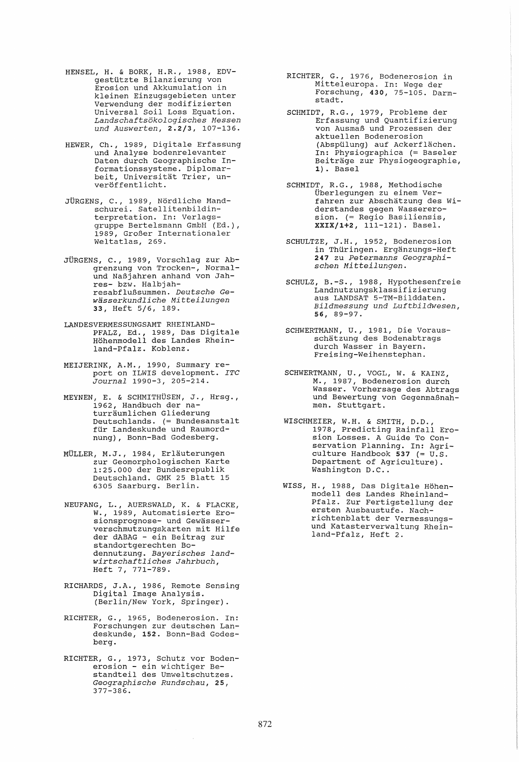HENSEL, H. & BORK, H.R., 1988, EDV-gestützte Bilanzierung von Erosion und Akkumulation in kleinen Einzugsgebieten unter Verwendung der modifizierten Universal Soil Loss Equation. *Landschaftsökologisches Messen und Auswerten*, **2.2/3**, 107-136.

HEWER, Ch., 1989, Digitale Erfassung und Analyse bodenrelevanter Daten durch Geographische Informationssysteme. Diplomarbeit, Universität Trier, unveröffentlicht.

JÜRGENS, C., 1989, Nördliche Mandschurei. Satellitenbildinterpretation. In: Verlagsgruppe Bertelsmann GmbH (Ed.), 1989, Großer Internationaler Weltatlas, 269.

JÜRGENS, C., 1989, Vorschlag zur Abgrenzung von Trocken-, Normal- und Naßjahren anhand von Jahres- bzw. Halbjahresabflußsummen. *Deutsche Gewässerkundliche Mitteilungen* **33**, Heft 5/6, 189.

LANDESVERMESSUNGSAMT RHEINLAND-PFALZ, Ed., 1989, Das Digitale Höhenmodell des Landes Rheinland-Pfalz. Koblenz.

MEIJERINK, A.M., 1990, Summary report on ILWIS development. *ITC Journal* 1990-3, 205-214.

MEYNEN, E. & SCHMITHÜSEN, J., Hrsg., 1962, Handbuch der naturräumlichen Gliederung Deutschlands. (= Bundesanstalt für Landeskunde und Raumordnung), Bonn-Bad Godesberg.

MÜLLER, M.J., 1984, Erläuterungen zur Geomorphologischen Karte 1:25.000 der Bundesrepublik Deutschland. GMK 25 Blatt 15 6305 Saarburg. Berlin.

NEUFANG, L., AUERSWALD, K. & FLACKE, W., 1989, Automatisierte Erosionsprognose- und Gewässerverschmutzungskarten mit Hilfe der dABAG - ein Beitrag zur standortgerechten Bodennutzung. *Bayerisches landwirtschaftliches Jahrbuch*, Heft 7, 771-789.

RICHARDS, J.A., 1986, Remote Sensing Digital Image Analysis. (Berlin/New York, Springer).

RICHTER, G., 1965, Bodenerosion. In: Forschungen zur deutschen Landeskunde, **152**. Bonn-Bad Godesberg.

RICHTER, G., 1973, Schutz vor Bodenerosion - ein wichtiger Bestandteil des Umweltschutzes. *Geographische Rundschau*, **25**, 377-386.

RICHTER, G., 1976, Bodenerosion in Mitteleuropa. In: Wege der Forschung, **430**, 75-105. Darmstadt.

SCHMIDT, R.G., 1979, Probleme der Erfassung und Quantifizierung von Ausmaß und Prozessen der aktuellen Bodenerosion (Abspülung) auf Ackerflächen. In: Physiographica (= Baseler Beiträge zur Physiogeographie, **1**). Basel

SCHMIDT, R.G., 1988, Methodische Überlegungen zu einem Verfahren zur Abschätzung des Widerstandes gegen Wassererosion. (= Regio Basiliensis, **XXIX/1+2**, 111-121). Basel.

SCHULTZE, J.H., 1952, Bodenerosion in Thüringen. Ergänzungs-Heft **247** zu *Petermanns Geographischen Mitteilungen*.

SCHULZ, B.-S., 1988, Hypothesenfreie Landnutzungsklassifizierung aus LANDSAT 5-TM-Bilddaten. *Bildmessung und Luftbildwesen*, **56**, 89-97.

SCHWERTMANN, U., 1981, Die Vorausschätzung des Bodenabtrags durch Wasser in Bayern. Freising-Weihenstephan.

SCHWERTMANN, U., VOGL, W. & KAINZ, M., 1987, Bodenerosion durch Wasser. Vorhersage des Abtrags und Bewertung von Gegenmaßnahmen. Stuttgart.

WISCHMEIER, W.H. & SMITH, D.D., 1978, Predicting Rainfall Erosion Losses. A Guide To Conservation Planning. In: Agriculture Handbook **537** (= U.S. Department of Agriculture). Washington D.C..

WISS, H., 1988, Das Digitale Höhenmodell des Landes Rheinland-Pfalz. Zur Fertigstellung der ersten Ausbaustufe. Nachrichtenblatt der Vermessungs- und Katasterverwaltung Rheinland-Pfalz, Heft 2.